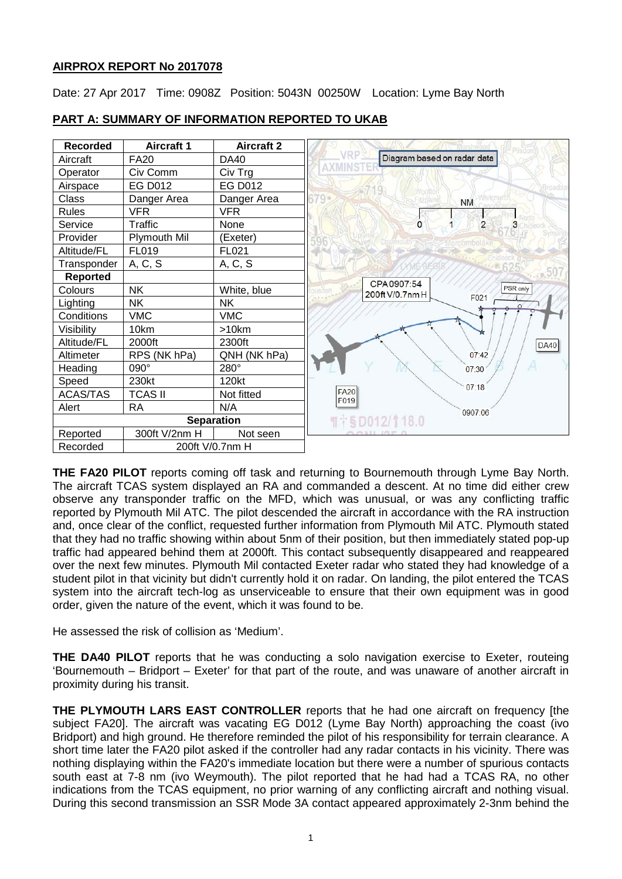## AIRPROX REPORT No 2017078

Date: 27 Apr 2017 Time: 0908Z Position: 5043N 00250W Location: Lyme Bay North

## PART A: SUMMARY OF INFORMATION REPORTED TO UKAB

| Recorded | Aircraft 1 | Aircraft 2 |
|---|---|---|
| Aircraft | FA20 | DA40 |
| Operator | Civ Comm | Civ Trg |
| Airspace | EG D012 | EG D012 |
| Class | Danger Area | Danger Area |
| Rules | VFR | VFR |
| Service | Traffic | None |
| Provider | Plymouth Mil | (Exeter) |
| Altitude/FL | FL019 | FL021 |
| Transponder | A, C, S | A, C, S |
| **Reported** | | |
| Colours | NK | White, blue |
| Lighting | NK | NK |
| Conditions | VMC | VMC |
| Visibility | 10km | >10km |
| Altitude/FL | 2000ft | 2300ft |
| Altimeter | RPS (NK hPa) | QNH (NK hPa) |
| Heading | 090° | 280° |
| Speed | 230kt | 120kt |
| ACAS/TAS | TCAS II | Not fitted |
| Alert | RA | N/A |
| **Separation** | | |
| Reported | 300ft V/2nm H | Not seen |
| Recorded | 200ft V/0.7nm H | |

Diagram based on radar data

CPA 0907:54
200ft V/0.7nm H

**THE FA20 PILOT** reports coming off task and returning to Bournemouth through Lyme Bay North. The aircraft TCAS system displayed an RA and commanded a descent. At no time did either crew observe any transponder traffic on the MFD, which was unusual, or was any conflicting traffic reported by Plymouth Mil ATC. The pilot descended the aircraft in accordance with the RA instruction and, once clear of the conflict, requested further information from Plymouth Mil ATC. Plymouth stated that they had no traffic showing within about 5nm of their position, but then immediately stated pop-up traffic had appeared behind them at 2000ft. This contact subsequently disappeared and reappeared over the next few minutes. Plymouth Mil contacted Exeter radar who stated they had knowledge of a student pilot in that vicinity but didn't currently hold it on radar. On landing, the pilot entered the TCAS system into the aircraft tech-log as unserviceable to ensure that their own equipment was in good order, given the nature of the event, which it was found to be.

He assessed the risk of collision as 'Medium'.

**THE DA40 PILOT** reports that he was conducting a solo navigation exercise to Exeter, routeing 'Bournemouth – Bridport – Exeter' for that part of the route, and was unaware of another aircraft in proximity during his transit.

**THE PLYMOUTH LARS EAST CONTROLLER** reports that he had one aircraft on frequency [the subject FA20]. The aircraft was vacating EG D012 (Lyme Bay North) approaching the coast (ivo Bridport) and high ground. He therefore reminded the pilot of his responsibility for terrain clearance. A short time later the FA20 pilot asked if the controller had any radar contacts in his vicinity. There was nothing displaying within the FA20's immediate location but there were a number of spurious contacts south east at 7-8 nm (ivo Weymouth). The pilot reported that he had had a TCAS RA, no other indications from the TCAS equipment, no prior warning of any conflicting aircraft and nothing visual. During this second transmission an SSR Mode 3A contact appeared approximately 2-3nm behind the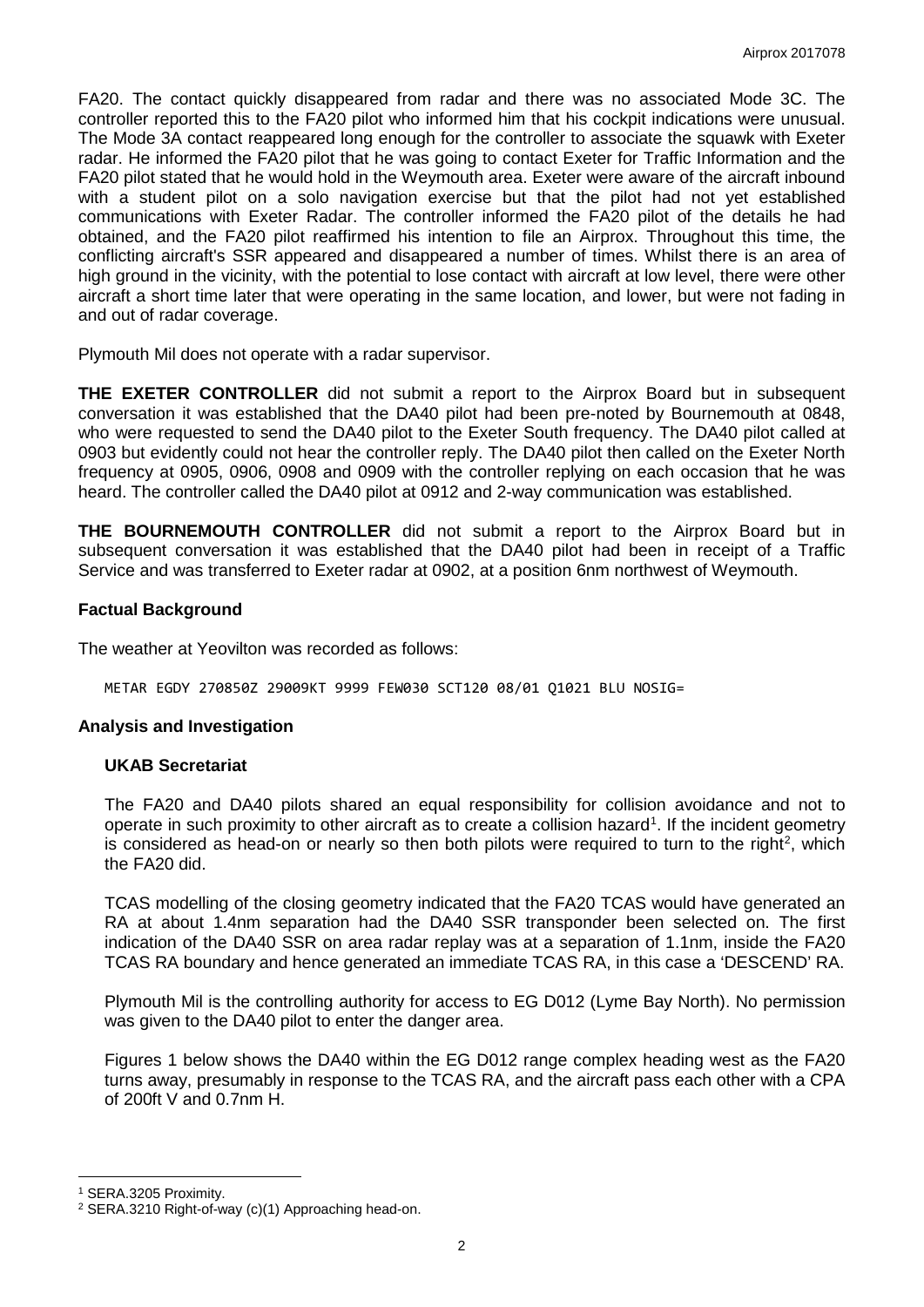FA20. The contact quickly disappeared from radar and there was no associated Mode 3C. The controller reported this to the FA20 pilot who informed him that his cockpit indications were unusual. The Mode 3A contact reappeared long enough for the controller to associate the squawk with Exeter radar. He informed the FA20 pilot that he was going to contact Exeter for Traffic Information and the FA20 pilot stated that he would hold in the Weymouth area. Exeter were aware of the aircraft inbound with a student pilot on a solo navigation exercise but that the pilot had not yet established communications with Exeter Radar. The controller informed the FA20 pilot of the details he had obtained, and the FA20 pilot reaffirmed his intention to file an Airprox. Throughout this time, the conflicting aircraft's SSR appeared and disappeared a number of times. Whilst there is an area of high ground in the vicinity, with the potential to lose contact with aircraft at low level, there were other aircraft a short time later that were operating in the same location, and lower, but were not fading in and out of radar coverage.

Plymouth Mil does not operate with a radar supervisor.

**THE EXETER CONTROLLER** did not submit a report to the Airprox Board but in subsequent conversation it was established that the DA40 pilot had been pre-noted by Bournemouth at 0848, who were requested to send the DA40 pilot to the Exeter South frequency. The DA40 pilot called at 0903 but evidently could not hear the controller reply. The DA40 pilot then called on the Exeter North frequency at 0905, 0906, 0908 and 0909 with the controller replying on each occasion that he was heard. The controller called the DA40 pilot at 0912 and 2-way communication was established.

**THE BOURNEMOUTH CONTROLLER** did not submit a report to the Airprox Board but in subsequent conversation it was established that the DA40 pilot had been in receipt of a Traffic Service and was transferred to Exeter radar at 0902, at a position 6nm northwest of Weymouth.

## Factual Background

The weather at Yeovilton was recorded as follows:

```
METAR EGDY 270850Z 29009KT 9999 FEW030 SCT120 08/01 Q1021 BLU NOSIG=
```

## Analysis and Investigation

### UKAB Secretariat

The FA20 and DA40 pilots shared an equal responsibility for collision avoidance and not to operate in such proximity to other aircraft as to create a collision hazard[1]. If the incident geometry is considered as head-on or nearly so then both pilots were required to turn to the right[2], which the FA20 did.

TCAS modelling of the closing geometry indicated that the FA20 TCAS would have generated an RA at about 1.4nm separation had the DA40 SSR transponder been selected on. The first indication of the DA40 SSR on area radar replay was at a separation of 1.1nm, inside the FA20 TCAS RA boundary and hence generated an immediate TCAS RA, in this case a 'DESCEND' RA.

Plymouth Mil is the controlling authority for access to EG D012 (Lyme Bay North). No permission was given to the DA40 pilot to enter the danger area.

Figures 1 below shows the DA40 within the EG D012 range complex heading west as the FA20 turns away, presumably in response to the TCAS RA, and the aircraft pass each other with a CPA of 200ft V and 0.7nm H.

[1] SERA.3205 Proximity.

[2] SERA.3210 Right-of-way (c)(1) Approaching head-on.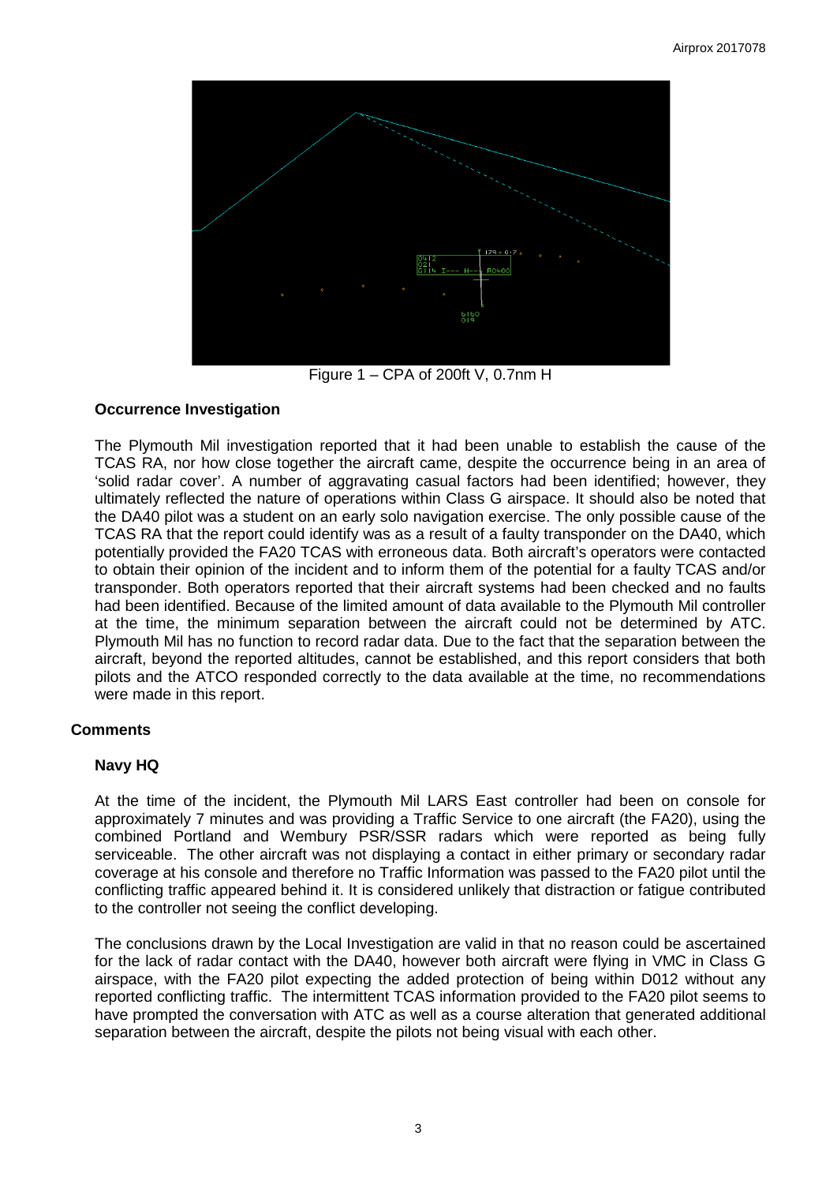Figure 1 – CPA of 200ft V, 0.7nm H

### Occurrence Investigation

The Plymouth Mil investigation reported that it had been unable to establish the cause of the TCAS RA, nor how close together the aircraft came, despite the occurrence being in an area of 'solid radar cover'. A number of aggravating casual factors had been identified; however, they ultimately reflected the nature of operations within Class G airspace. It should also be noted that the DA40 pilot was a student on an early solo navigation exercise. The only possible cause of the TCAS RA that the report could identify was as a result of a faulty transponder on the DA40, which potentially provided the FA20 TCAS with erroneous data. Both aircraft's operators were contacted to obtain their opinion of the incident and to inform them of the potential for a faulty TCAS and/or transponder. Both operators reported that their aircraft systems had been checked and no faults had been identified. Because of the limited amount of data available to the Plymouth Mil controller at the time, the minimum separation between the aircraft could not be determined by ATC. Plymouth Mil has no function to record radar data. Due to the fact that the separation between the aircraft, beyond the reported altitudes, cannot be established, and this report considers that both pilots and the ATCO responded correctly to the data available at the time, no recommendations were made in this report.

### Comments

#### Navy HQ

At the time of the incident, the Plymouth Mil LARS East controller had been on console for approximately 7 minutes and was providing a Traffic Service to one aircraft (the FA20), using the combined Portland and Wembury PSR/SSR radars which were reported as being fully serviceable. The other aircraft was not displaying a contact in either primary or secondary radar coverage at his console and therefore no Traffic Information was passed to the FA20 pilot until the conflicting traffic appeared behind it. It is considered unlikely that distraction or fatigue contributed to the controller not seeing the conflict developing.

The conclusions drawn by the Local Investigation are valid in that no reason could be ascertained for the lack of radar contact with the DA40, however both aircraft were flying in VMC in Class G airspace, with the FA20 pilot expecting the added protection of being within D012 without any reported conflicting traffic. The intermittent TCAS information provided to the FA20 pilot seems to have prompted the conversation with ATC as well as a course alteration that generated additional separation between the aircraft, despite the pilots not being visual with each other.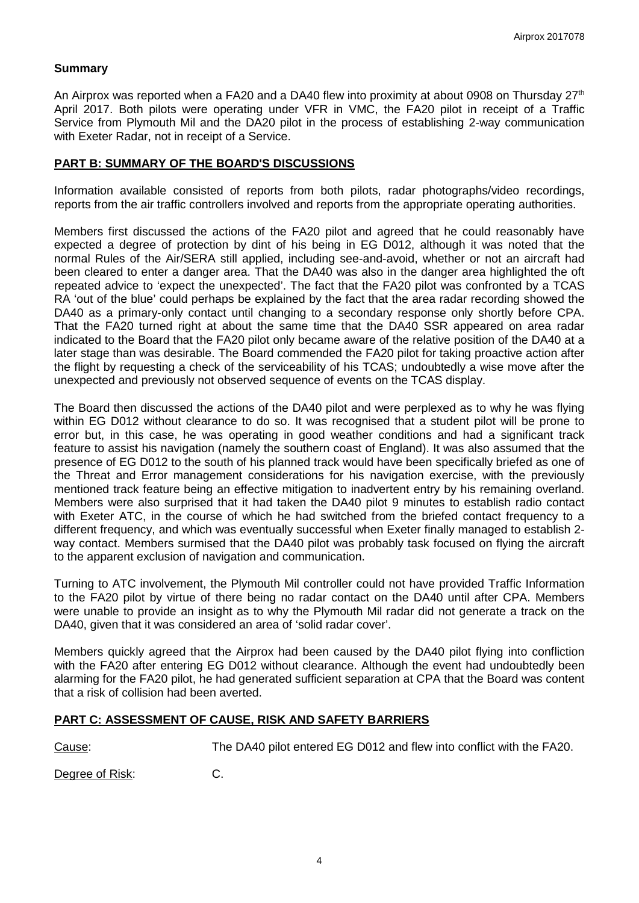## Summary

An Airprox was reported when a FA20 and a DA40 flew into proximity at about 0908 on Thursday 27th April 2017. Both pilots were operating under VFR in VMC, the FA20 pilot in receipt of a Traffic Service from Plymouth Mil and the DA20 pilot in the process of establishing 2-way communication with Exeter Radar, not in receipt of a Service.

## PART B: SUMMARY OF THE BOARD'S DISCUSSIONS

Information available consisted of reports from both pilots, radar photographs/video recordings, reports from the air traffic controllers involved and reports from the appropriate operating authorities.

Members first discussed the actions of the FA20 pilot and agreed that he could reasonably have expected a degree of protection by dint of his being in EG D012, although it was noted that the normal Rules of the Air/SERA still applied, including see-and-avoid, whether or not an aircraft had been cleared to enter a danger area. That the DA40 was also in the danger area highlighted the oft repeated advice to 'expect the unexpected'. The fact that the FA20 pilot was confronted by a TCAS RA 'out of the blue' could perhaps be explained by the fact that the area radar recording showed the DA40 as a primary-only contact until changing to a secondary response only shortly before CPA. That the FA20 turned right at about the same time that the DA40 SSR appeared on area radar indicated to the Board that the FA20 pilot only became aware of the relative position of the DA40 at a later stage than was desirable. The Board commended the FA20 pilot for taking proactive action after the flight by requesting a check of the serviceability of his TCAS; undoubtedly a wise move after the unexpected and previously not observed sequence of events on the TCAS display.

The Board then discussed the actions of the DA40 pilot and were perplexed as to why he was flying within EG D012 without clearance to do so. It was recognised that a student pilot will be prone to error but, in this case, he was operating in good weather conditions and had a significant track feature to assist his navigation (namely the southern coast of England). It was also assumed that the presence of EG D012 to the south of his planned track would have been specifically briefed as one of the Threat and Error management considerations for his navigation exercise, with the previously mentioned track feature being an effective mitigation to inadvertent entry by his remaining overland. Members were also surprised that it had taken the DA40 pilot 9 minutes to establish radio contact with Exeter ATC, in the course of which he had switched from the briefed contact frequency to a different frequency, and which was eventually successful when Exeter finally managed to establish 2-way contact. Members surmised that the DA40 pilot was probably task focused on flying the aircraft to the apparent exclusion of navigation and communication.

Turning to ATC involvement, the Plymouth Mil controller could not have provided Traffic Information to the FA20 pilot by virtue of there being no radar contact on the DA40 until after CPA. Members were unable to provide an insight as to why the Plymouth Mil radar did not generate a track on the DA40, given that it was considered an area of 'solid radar cover'.

Members quickly agreed that the Airprox had been caused by the DA40 pilot flying into confliction with the FA20 after entering EG D012 without clearance. Although the event had undoubtedly been alarming for the FA20 pilot, he had generated sufficient separation at CPA that the Board was content that a risk of collision had been averted.

## PART C: ASSESSMENT OF CAUSE, RISK AND SAFETY BARRIERS

Cause: The DA40 pilot entered EG D012 and flew into conflict with the FA20.

Degree of Risk: C.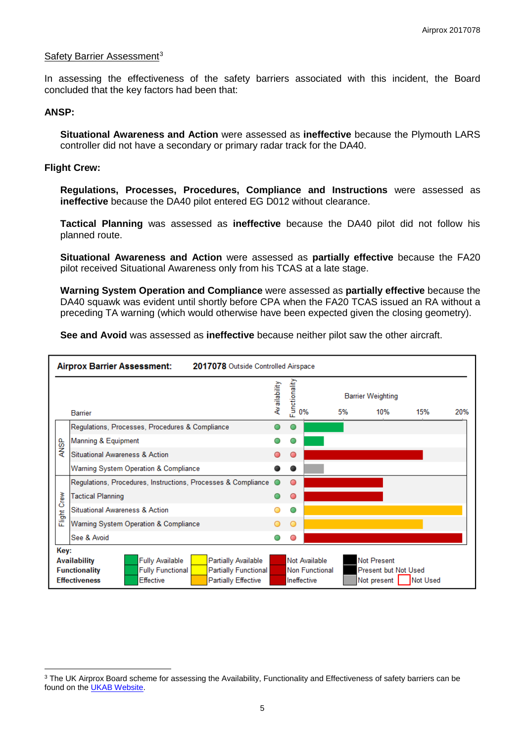Safety Barrier Assessment[3]

In assessing the effectiveness of the safety barriers associated with this incident, the Board concluded that the key factors had been that:

**ANSP:**

**Situational Awareness and Action** were assessed as **ineffective** because the Plymouth LARS controller did not have a secondary or primary radar track for the DA40.

**Flight Crew:**

**Regulations, Processes, Procedures, Compliance and Instructions** were assessed as **ineffective** because the DA40 pilot entered EG D012 without clearance.

**Tactical Planning** was assessed as **ineffective** because the DA40 pilot did not follow his planned route.

**Situational Awareness and Action** were assessed as **partially effective** because the FA20 pilot received Situational Awareness only from his TCAS at a late stage.

**Warning System Operation and Compliance** were assessed as **partially effective** because the DA40 squawk was evident until shortly before CPA when the FA20 TCAS issued an RA without a preceding TA warning (which would otherwise have been expected given the closing geometry).

**See and Avoid** was assessed as **ineffective** because neither pilot saw the other aircraft.

**Airprox Barrier Assessment:** **2017078** Outside Controlled Airspace

Barrier
Availability
Functionality
Barrier Weighting
0% 5% 10% 15% 20%

ANSP
Regulations, Processes, Procedures & Compliance
Manning & Equipment
Situational Awareness & Action
Warning System Operation & Compliance

Flight Crew
Regulations, Procedures, Instructions, Processes & Compliance
Tactical Planning
Situational Awareness & Action
Warning System Operation & Compliance
See & Avoid

Key:
Availability: Fully Available, Partially Available, Not Available, Not Present
Functionality: Fully Functional, Partially Functional, Non Functional, Present but Not Used
Effectiveness: Effective, Partially Effective, Ineffective, Not present, Not Used

[3] The UK Airprox Board scheme for assessing the Availability, Functionality and Effectiveness of safety barriers can be found on the UKAB Website.